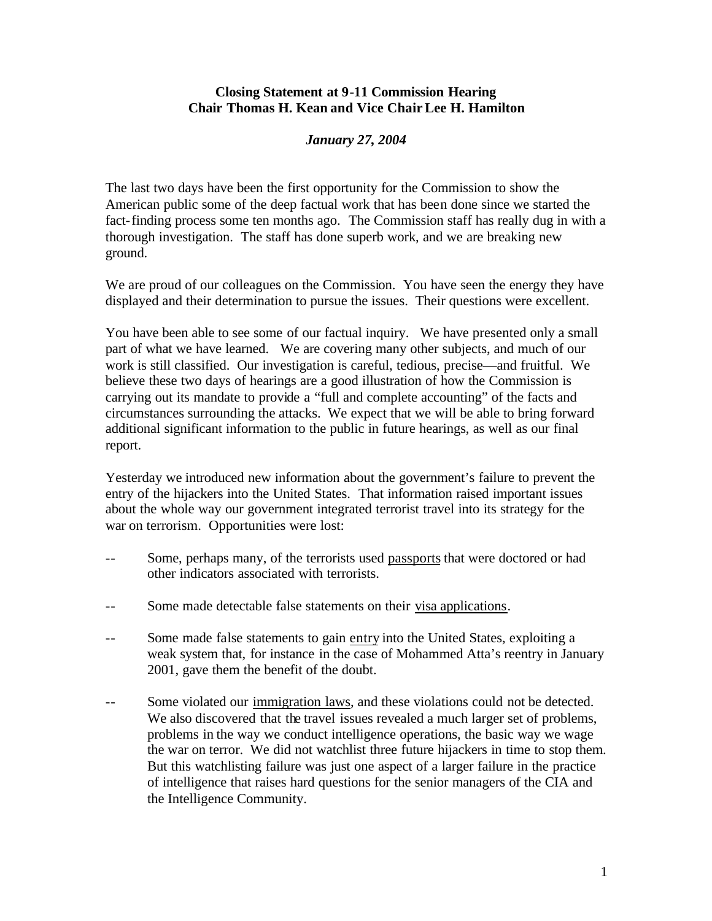**Closing Statement at 9-11 Commission Hearing**
**Chair Thomas H. Kean and Vice Chair Lee H. Hamilton**

***January 27, 2004***

The last two days have been the first opportunity for the Commission to show the American public some of the deep factual work that has been done since we started the fact-finding process some ten months ago. The Commission staff has really dug in with a thorough investigation. The staff has done superb work, and we are breaking new ground.

We are proud of our colleagues on the Commission. You have seen the energy they have displayed and their determination to pursue the issues. Their questions were excellent.

You have been able to see some of our factual inquiry. We have presented only a small part of what we have learned. We are covering many other subjects, and much of our work is still classified. Our investigation is careful, tedious, precise—and fruitful. We believe these two days of hearings are a good illustration of how the Commission is carrying out its mandate to provide a "full and complete accounting" of the facts and circumstances surrounding the attacks. We expect that we will be able to bring forward additional significant information to the public in future hearings, as well as our final report.

Yesterday we introduced new information about the government's failure to prevent the entry of the hijackers into the United States. That information raised important issues about the whole way our government integrated terrorist travel into its strategy for the war on terrorism. Opportunities were lost:

-- Some, perhaps many, of the terrorists used <u>passports</u> that were doctored or had other indicators associated with terrorists.

-- Some made detectable false statements on their <u>visa applications</u>.

-- Some made false statements to gain <u>entry</u> into the United States, exploiting a weak system that, for instance in the case of Mohammed Atta's reentry in January 2001, gave them the benefit of the doubt.

-- Some violated our <u>immigration laws</u>, and these violations could not be detected. We also discovered that the travel issues revealed a much larger set of problems, problems in the way we conduct intelligence operations, the basic way we wage the war on terror. We did not watchlist three future hijackers in time to stop them. But this watchlisting failure was just one aspect of a larger failure in the practice of intelligence that raises hard questions for the senior managers of the CIA and the Intelligence Community.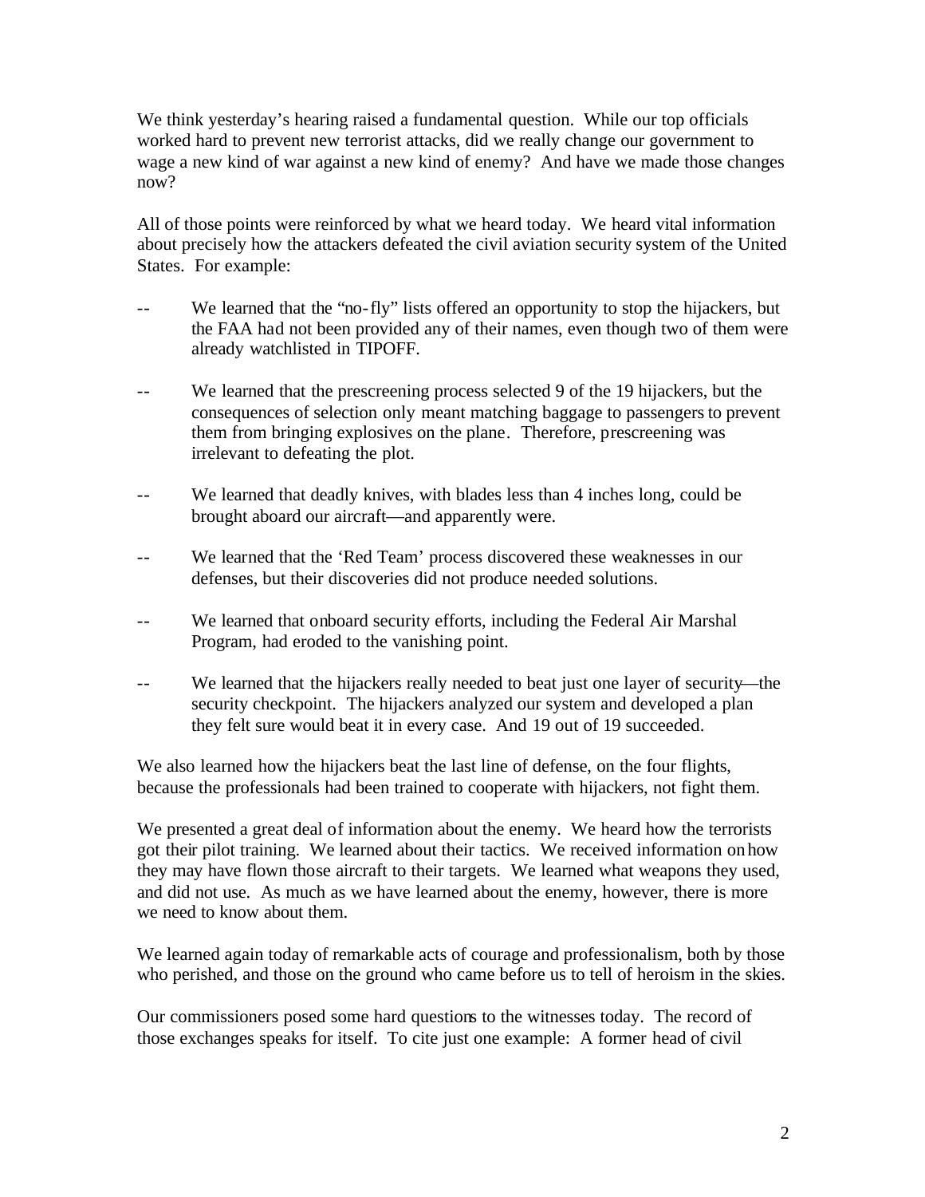We think yesterday's hearing raised a fundamental question. While our top officials worked hard to prevent new terrorist attacks, did we really change our government to wage a new kind of war against a new kind of enemy? And have we made those changes now?

All of those points were reinforced by what we heard today. We heard vital information about precisely how the attackers defeated the civil aviation security system of the United States. For example:

-- We learned that the "no-fly" lists offered an opportunity to stop the hijackers, but the FAA had not been provided any of their names, even though two of them were already watchlisted in TIPOFF.

-- We learned that the prescreening process selected 9 of the 19 hijackers, but the consequences of selection only meant matching baggage to passengers to prevent them from bringing explosives on the plane. Therefore, prescreening was irrelevant to defeating the plot.

-- We learned that deadly knives, with blades less than 4 inches long, could be brought aboard our aircraft—and apparently were.

-- We learned that the 'Red Team' process discovered these weaknesses in our defenses, but their discoveries did not produce needed solutions.

-- We learned that onboard security efforts, including the Federal Air Marshal Program, had eroded to the vanishing point.

-- We learned that the hijackers really needed to beat just one layer of security—the security checkpoint. The hijackers analyzed our system and developed a plan they felt sure would beat it in every case. And 19 out of 19 succeeded.

We also learned how the hijackers beat the last line of defense, on the four flights, because the professionals had been trained to cooperate with hijackers, not fight them.

We presented a great deal of information about the enemy. We heard how the terrorists got their pilot training. We learned about their tactics. We received information on how they may have flown those aircraft to their targets. We learned what weapons they used, and did not use. As much as we have learned about the enemy, however, there is more we need to know about them.

We learned again today of remarkable acts of courage and professionalism, both by those who perished, and those on the ground who came before us to tell of heroism in the skies.

Our commissioners posed some hard questions to the witnesses today. The record of those exchanges speaks for itself. To cite just one example: A former head of civil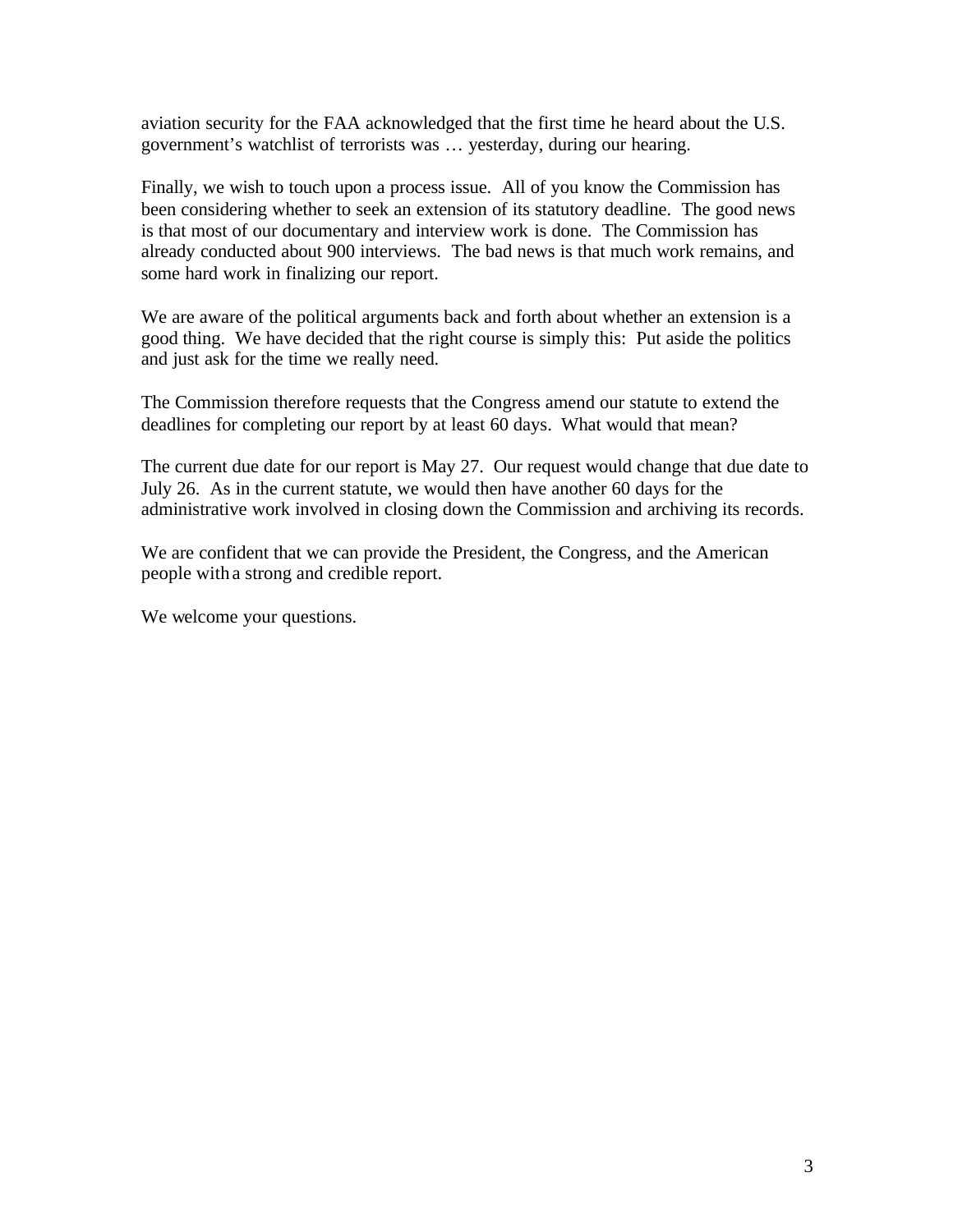aviation security for the FAA acknowledged that the first time he heard about the U.S. government's watchlist of terrorists was … yesterday, during our hearing.

Finally, we wish to touch upon a process issue. All of you know the Commission has been considering whether to seek an extension of its statutory deadline. The good news is that most of our documentary and interview work is done. The Commission has already conducted about 900 interviews. The bad news is that much work remains, and some hard work in finalizing our report.

We are aware of the political arguments back and forth about whether an extension is a good thing. We have decided that the right course is simply this: Put aside the politics and just ask for the time we really need.

The Commission therefore requests that the Congress amend our statute to extend the deadlines for completing our report by at least 60 days. What would that mean?

The current due date for our report is May 27. Our request would change that due date to July 26. As in the current statute, we would then have another 60 days for the administrative work involved in closing down the Commission and archiving its records.

We are confident that we can provide the President, the Congress, and the American people with a strong and credible report.

We welcome your questions.